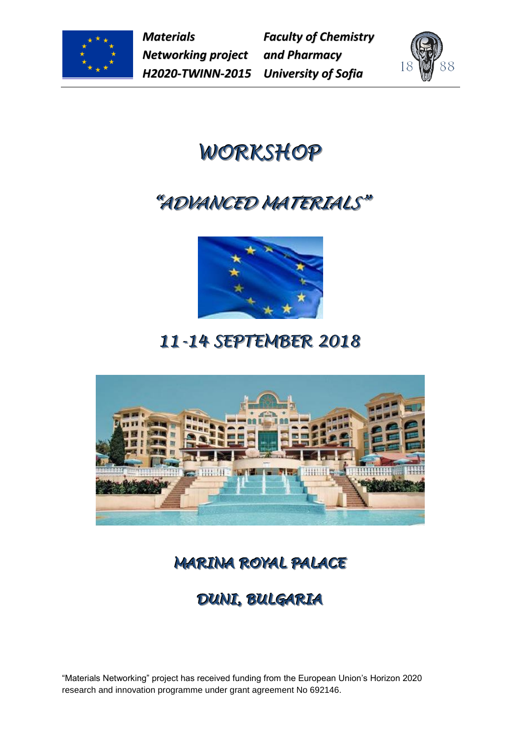*Materials Networking project H2020-TWINN-2015*

*Faculty of Chemistry and Pharmacy University of Sofia*

# WORKSHOP

# "ADVANCED MATERIALS"

## 11-14 SEPTEMBER 2018

## MARINA ROYAL PALACE

## DUNI, BULGARIA

"Materials Networking" project has received funding from the European Union's Horizon 2020 research and innovation programme under grant agreement No 692146.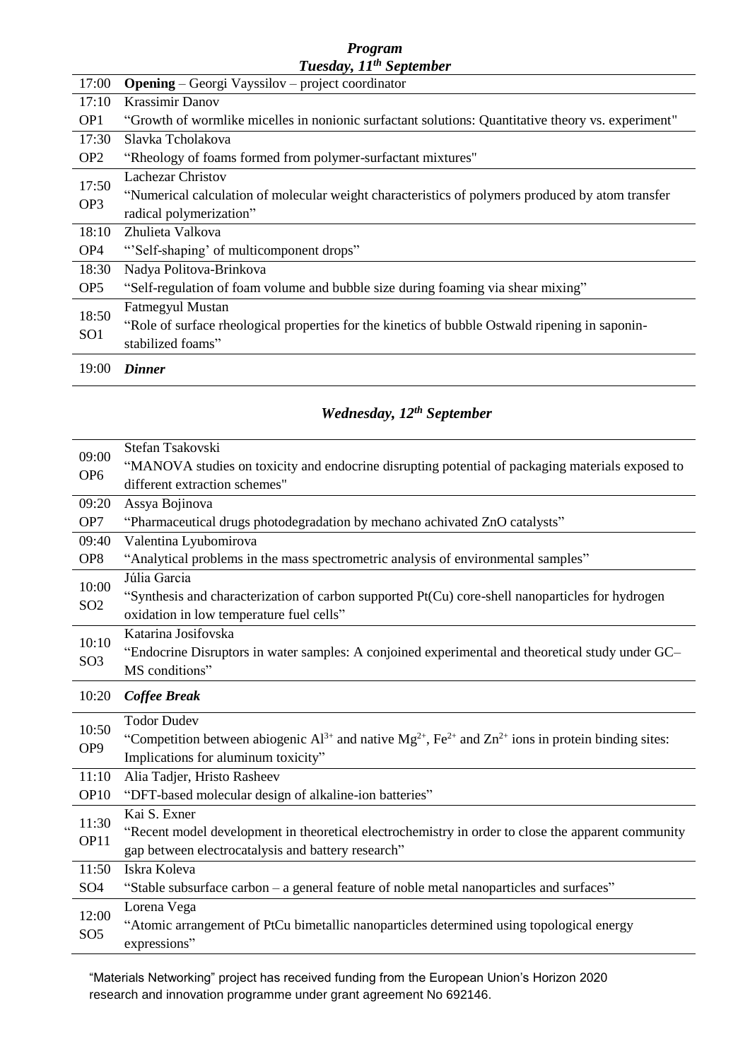## *Program*

### *Tuesday, 11th September*

| | |
|---|---|
| 17:00 | **Opening** – Georgi Vayssilov – project coordinator |
| 17:10<br>OP1 | Krassimir Danov<br>"Growth of wormlike micelles in nonionic surfactant solutions: Quantitative theory vs. experiment" |
| 17:30<br>OP2 | Slavka Tcholakova<br>"Rheology of foams formed from polymer-surfactant mixtures" |
| 17:50<br>OP3 | Lachezar Christov<br>"Numerical calculation of molecular weight characteristics of polymers produced by atom transfer radical polymerization" |
| 18:10<br>OP4 | Zhulieta Valkova<br>"'Self-shaping' of multicomponent drops" |
| 18:30<br>OP5 | Nadya Politova-Brinkova<br>"Self-regulation of foam volume and bubble size during foaming via shear mixing" |
| 18:50<br>SO1 | Fatmegyul Mustan<br>"Role of surface rheological properties for the kinetics of bubble Ostwald ripening in saponin-stabilized foams" |
| 19:00 | ***Dinner*** |

### *Wednesday, 12th September*

| | |
|---|---|
| 09:00<br>OP6 | Stefan Tsakovski<br>"MANOVA studies on toxicity and endocrine disrupting potential of packaging materials exposed to different extraction schemes" |
| 09:20<br>OP7 | Assya Bojinova<br>"Pharmaceutical drugs photodegradation by mechano achivated ZnO catalysts" |
| 09:40<br>OP8 | Valentina Lyubomirova<br>"Analytical problems in the mass spectrometric analysis of environmental samples" |
| 10:00<br>SO2 | Júlia Garcia<br>"Synthesis and characterization of carbon supported Pt(Cu) core-shell nanoparticles for hydrogen oxidation in low temperature fuel cells" |
| 10:10<br>SO3 | Katarina Josifovska<br>"Endocrine Disruptors in water samples: A conjoined experimental and theoretical study under GC–MS conditions" |
| 10:20 | ***Coffee Break*** |
| 10:50<br>OP9 | Todor Dudev<br>"Competition between abiogenic $Al^{3+}$ and native $Mg^{2+}$, $Fe^{2+}$ and $Zn^{2+}$ ions in protein binding sites: Implications for aluminum toxicity" |
| 11:10<br>OP10 | Alia Tadjer, Hristo Rasheev<br>"DFT-based molecular design of alkaline-ion batteries" |
| 11:30<br>OP11 | Kai S. Exner<br>"Recent model development in theoretical electrochemistry in order to close the apparent community gap between electrocatalysis and battery research" |
| 11:50<br>SO4 | Iskra Koleva<br>"Stable subsurface carbon – a general feature of noble metal nanoparticles and surfaces" |
| 12:00<br>SO5 | Lorena Vega<br>"Atomic arrangement of PtCu bimetallic nanoparticles determined using topological energy expressions" |

"Materials Networking" project has received funding from the European Union's Horizon 2020 research and innovation programme under grant agreement No 692146.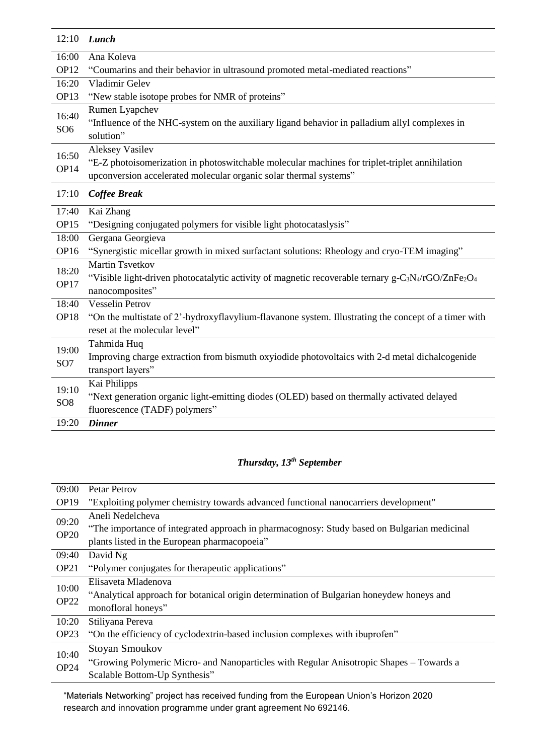| | |
|---|---|
| 12:10 | ***Lunch*** |
| 16:00 OP12 | Ana Koleva<br>"Coumarins and their behavior in ultrasound promoted metal-mediated reactions" |
| 16:20 OP13 | Vladimir Gelev<br>"New stable isotope probes for NMR of proteins" |
| 16:40 SO6 | Rumen Lyapchev<br>"Influence of the NHC-system on the auxiliary ligand behavior in palladium allyl complexes in solution" |
| 16:50 OP14 | Aleksey Vasilev<br>"E-Z photoisomerization in photoswitchable molecular machines for triplet-triplet annihilation upconversion accelerated molecular organic solar thermal systems" |
| 17:10 | ***Coffee Break*** |
| 17:40 OP15 | Kai Zhang<br>"Designing conjugated polymers for visible light photocataslysis" |
| 18:00 OP16 | Gergana Georgieva<br>"Synergistic micellar growth in mixed surfactant solutions: Rheology and cryo-TEM imaging" |
| 18:20 OP17 | Martin Tsvetkov<br>"Visible light-driven photocatalytic activity of magnetic recoverable ternary g-$C_3N_4$/rGO/$ZnFe_2O_4$ nanocomposites" |
| 18:40 OP18 | Vesselin Petrov<br>"On the multistate of 2'-hydroxyflavylium-flavanone system. Illustrating the concept of a timer with reset at the molecular level" |
| 19:00 SO7 | Tahmida Huq<br>Improving charge extraction from bismuth oxyiodide photovoltaics with 2-d metal dichalcogenide transport layers" |
| 19:10 SO8 | Kai Philipps<br>"Next generation organic light-emitting diodes (OLED) based on thermally activated delayed fluorescence (TADF) polymers" |
| 19:20 | ***Dinner*** |

## *Thursday, 13th September*

| | |
|---|---|
| 09:00 OP19 | Petar Petrov<br>"Exploiting polymer chemistry towards advanced functional nanocarriers development" |
| 09:20 OP20 | Aneli Nedelcheva<br>"The importance of integrated approach in pharmacognosy: Study based on Bulgarian medicinal plants listed in the European pharmacopoeia" |
| 09:40 OP21 | David Ng<br>"Polymer conjugates for therapeutic applications" |
| 10:00 OP22 | Elisaveta Mladenova<br>"Analytical approach for botanical origin determination of Bulgarian honeydew honeys and monofloral honeys" |
| 10:20 OP23 | Stiliyana Pereva<br>"On the efficiency of cyclodextrin-based inclusion complexes with ibuprofen" |
| 10:40 OP24 | Stoyan Smoukov<br>"Growing Polymeric Micro- and Nanoparticles with Regular Anisotropic Shapes – Towards a Scalable Bottom-Up Synthesis" |

"Materials Networking" project has received funding from the European Union's Horizon 2020 research and innovation programme under grant agreement No 692146.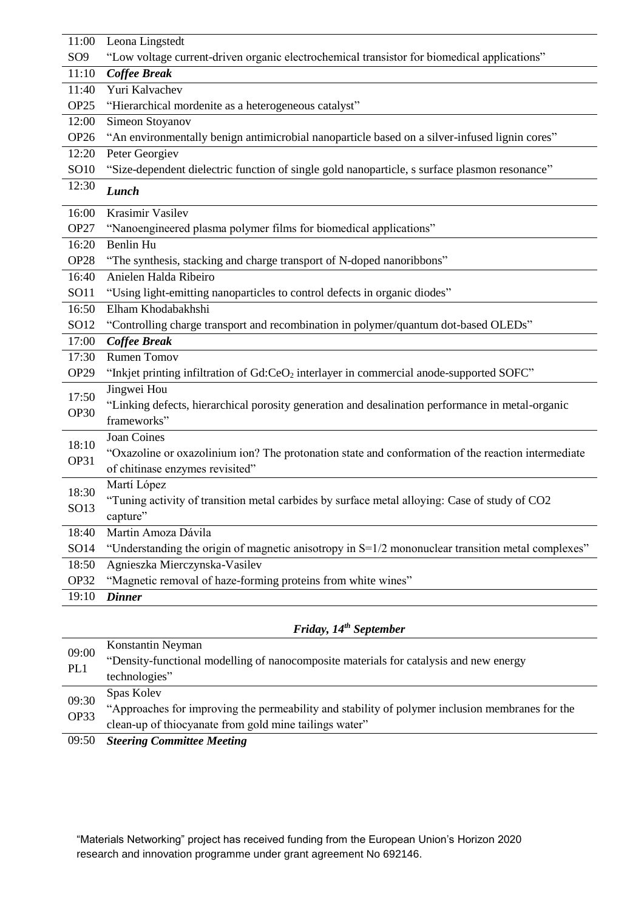| | |
|---|---|
| 11:00<br>SO9 | Leona Lingstedt<br>"Low voltage current-driven organic electrochemical transistor for biomedical applications" |
| 11:10 | ***Coffee Break*** |
| 11:40<br>OP25 | Yuri Kalvachev<br>"Hierarchical mordenite as a heterogeneous catalyst" |
| 12:00<br>OP26 | Simeon Stoyanov<br>"An environmentally benign antimicrobial nanoparticle based on a silver-infused lignin cores" |
| 12:20<br>SO10 | Peter Georgiev<br>"Size-dependent dielectric function of single gold nanoparticle, s surface plasmon resonance" |
| 12:30 | ***Lunch*** |
| 16:00<br>OP27 | Krasimir Vasilev<br>"Nanoengineered plasma polymer films for biomedical applications" |
| 16:20<br>OP28 | Benlin Hu<br>"The synthesis, stacking and charge transport of N-doped nanoribbons" |
| 16:40<br>SO11 | Anielen Halda Ribeiro<br>"Using light-emitting nanoparticles to control defects in organic diodes" |
| 16:50<br>SO12 | Elham Khodabakhshi<br>"Controlling charge transport and recombination in polymer/quantum dot-based OLEDs" |
| 17:00 | ***Coffee Break*** |
| 17:30<br>OP29 | Rumen Tomov<br>"Inkjet printing infiltration of Gd:$CeO_2$ interlayer in commercial anode-supported SOFC" |
| 17:50<br>OP30 | Jingwei Hou<br>"Linking defects, hierarchical porosity generation and desalination performance in metal-organic frameworks" |
| 18:10<br>OP31 | Joan Coines<br>"Oxazoline or oxazolinium ion? The protonation state and conformation of the reaction intermediate of chitinase enzymes revisited" |
| 18:30<br>SO13 | Martí López<br>"Tuning activity of transition metal carbides by surface metal alloying: Case of study of CO2 capture" |
| 18:40<br>SO14 | Martin Amoza Dávila<br>"Understanding the origin of magnetic anisotropy in S=1/2 mononuclear transition metal complexes" |
| 18:50<br>OP32 | Agnieszka Mierczynska-Vasilev<br>"Magnetic removal of haze-forming proteins from white wines" |
| 19:10 | ***Dinner*** |

### *Friday, 14th September*

| | |
|---|---|
| 09:00<br>PL1 | Konstantin Neyman<br>"Density-functional modelling of nanocomposite materials for catalysis and new energy technologies" |
| 09:30<br>OP33 | Spas Kolev<br>"Approaches for improving the permeability and stability of polymer inclusion membranes for the clean-up of thiocyanate from gold mine tailings water" |
| 09:50 | ***Steering Committee Meeting*** |

"Materials Networking" project has received funding from the European Union's Horizon 2020 research and innovation programme under grant agreement No 692146.